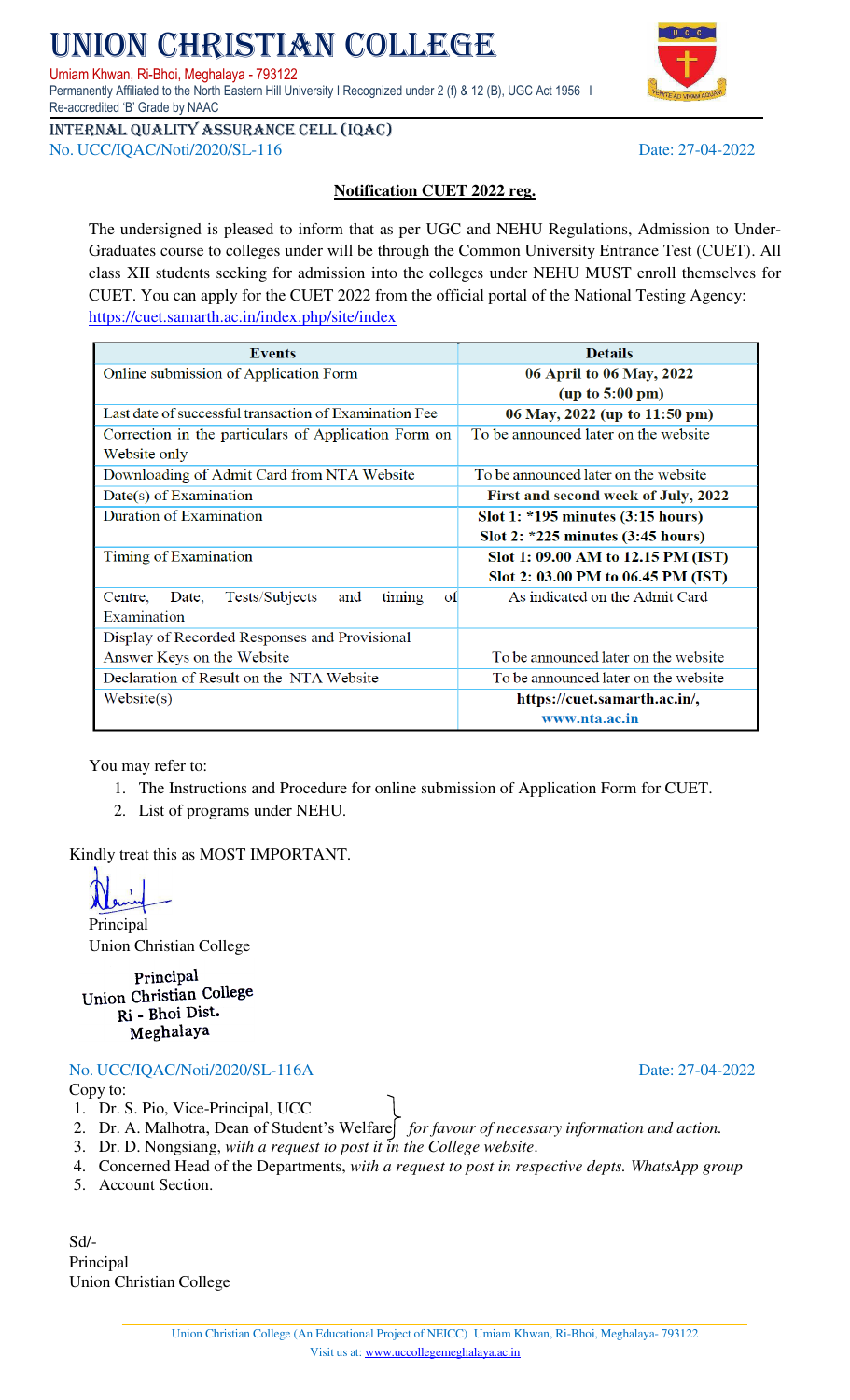# UNION CHRISTIAN COLLEGE

Umiam Khwan, Ri-Bhoi, Meghalaya - 793122
Permanently Affiliated to the North Eastern Hill University I Recognized under 2 (f) & 12 (B), UGC Act 1956 I Re-accredited 'B' Grade by NAAC

INTERNAL QUALITY ASSURANCE CELL (IQAC)

No. UCC/IQAC/Noti/2020/SL-116 Date: 27-04-2022

**Notification CUET 2022 reg.**

The undersigned is pleased to inform that as per UGC and NEHU Regulations, Admission to Under-Graduates course to colleges under will be through the Common University Entrance Test (CUET). All class XII students seeking for admission into the colleges under NEHU MUST enroll themselves for CUET. You can apply for the CUET 2022 from the official portal of the National Testing Agency: https://cuet.samarth.ac.in/index.php/site/index

| Events | Details |
|---|---|
| Online submission of Application Form | **06 April to 06 May, 2022 (up to 5:00 pm)** |
| Last date of successful transaction of Examination Fee | **06 May, 2022 (up to 11:50 pm)** |
| Correction in the particulars of Application Form on Website only | To be announced later on the website |
| Downloading of Admit Card from NTA Website | To be announced later on the website |
| Date(s) of Examination | **First and second week of July, 2022** |
| Duration of Examination | **Slot 1: *195 minutes (3:15 hours)**<br>**Slot 2: *225 minutes (3:45 hours)** |
| Timing of Examination | **Slot 1: 09.00 AM to 12.15 PM (IST)**<br>**Slot 2: 03.00 PM to 06.45 PM (IST)** |
| Centre, Date, Tests/Subjects and timing of Examination | As indicated on the Admit Card |
| Display of Recorded Responses and Provisional Answer Keys on the Website | To be announced later on the website |
| Declaration of Result on the NTA Website | To be announced later on the website |
| Website(s) | **https://cuet.samarth.ac.in/, www.nta.ac.in** |

You may refer to:

1. The Instructions and Procedure for online submission of Application Form for CUET.
2. List of programs under NEHU.

Kindly treat this as MOST IMPORTANT.

Principal
Union Christian College

Principal
Union Christian College
Ri - Bhoi Dist.
Meghalaya

No. UCC/IQAC/Noti/2020/SL-116A Date: 27-04-2022

Copy to:

1. Dr. S. Pio, Vice-Principal, UCC
2. Dr. A. Malhotra, Dean of Student's Welfare } *for favour of necessary information and action.*
3. Dr. D. Nongsiang, *with a request to post it in the College website*.
4. Concerned Head of the Departments, *with a request to post in respective depts. WhatsApp group*
5. Account Section.

Sd/-
Principal
Union Christian College

Union Christian College (An Educational Project of NEICC) Umiam Khwan, Ri-Bhoi, Meghalaya- 793122
Visit us at: www.uccollegemeghalaya.ac.in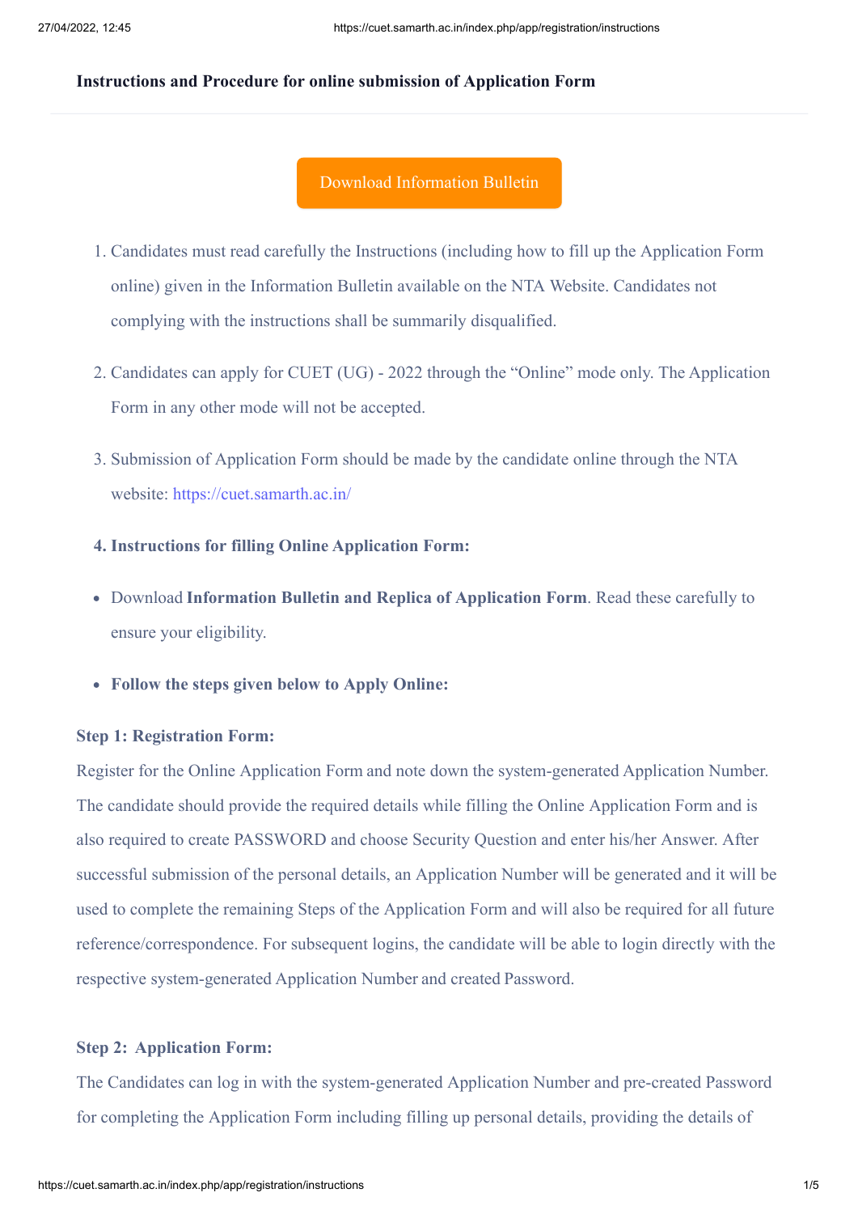### Instructions and Procedure for online submission of Application Form

Download Information Bulletin

1. Candidates must read carefully the Instructions (including how to fill up the Application Form online) given in the Information Bulletin available on the NTA Website. Candidates not complying with the instructions shall be summarily disqualified.
2. Candidates can apply for CUET (UG) - 2022 through the "Online" mode only. The Application Form in any other mode will not be accepted.
3. Submission of Application Form should be made by the candidate online through the NTA website: https://cuet.samarth.ac.in/
4. **Instructions for filling Online Application Form:**

- Download **Information Bulletin and Replica of Application Form**. Read these carefully to ensure your eligibility.
- **Follow the steps given below to Apply Online:**

**Step 1: Registration Form:**
Register for the Online Application Form and note down the system-generated Application Number. The candidate should provide the required details while filling the Online Application Form and is also required to create PASSWORD and choose Security Question and enter his/her Answer. After successful submission of the personal details, an Application Number will be generated and it will be used to complete the remaining Steps of the Application Form and will also be required for all future reference/correspondence. For subsequent logins, the candidate will be able to login directly with the respective system-generated Application Number and created Password.

**Step 2: Application Form:**
The Candidates can log in with the system-generated Application Number and pre-created Password for completing the Application Form including filling up personal details, providing the details of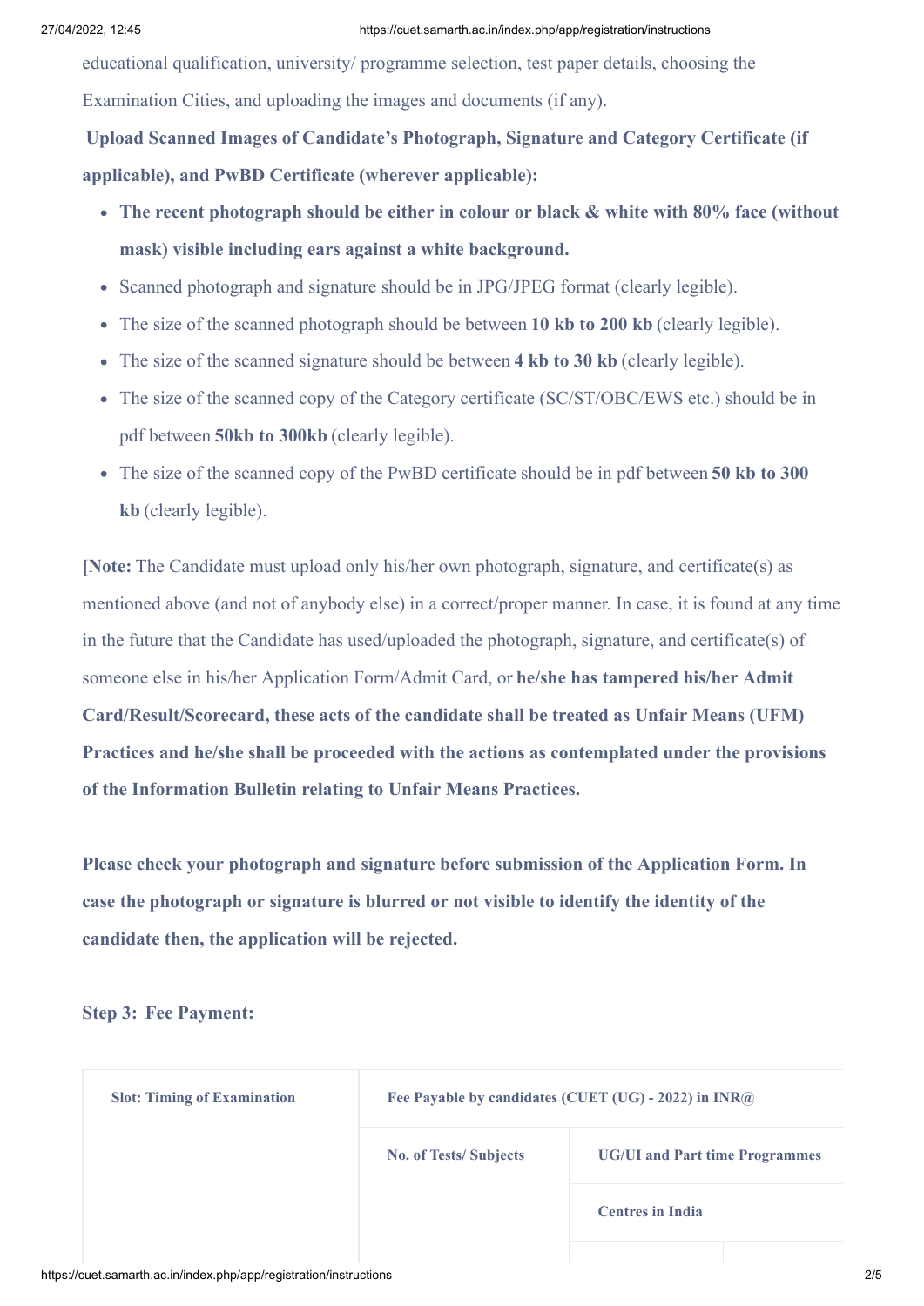educational qualification, university/ programme selection, test paper details, choosing the Examination Cities, and uploading the images and documents (if any).

**Upload Scanned Images of Candidate's Photograph, Signature and Category Certificate (if applicable), and PwBD Certificate (wherever applicable):**

- **The recent photograph should be either in colour or black & white with 80% face (without mask) visible including ears against a white background.**
- Scanned photograph and signature should be in JPG/JPEG format (clearly legible).
- The size of the scanned photograph should be between **10 kb to 200 kb** (clearly legible).
- The size of the scanned signature should be between **4 kb to 30 kb** (clearly legible).
- The size of the scanned copy of the Category certificate (SC/ST/OBC/EWS etc.) should be in pdf between **50kb to 300kb** (clearly legible).
- The size of the scanned copy of the PwBD certificate should be in pdf between **50 kb to 300 kb** (clearly legible).

**[Note:** The Candidate must upload only his/her own photograph, signature, and certificate(s) as mentioned above (and not of anybody else) in a correct/proper manner. In case, it is found at any time in the future that the Candidate has used/uploaded the photograph, signature, and certificate(s) of someone else in his/her Application Form/Admit Card, or **he/she has tampered his/her Admit Card/Result/Scorecard, these acts of the candidate shall be treated as Unfair Means (UFM) Practices and he/she shall be proceeded with the actions as contemplated under the provisions of the Information Bulletin relating to Unfair Means Practices.**

**Please check your photograph and signature before submission of the Application Form. In case the photograph or signature is blurred or not visible to identify the identity of the candidate then, the application will be rejected.**

**Step 3: Fee Payment:**

| Slot: Timing of Examination | Fee Payable by candidates (CUET (UG) - 2022) in INR@ | |
|---|---|---|
| | No. of Tests/ Subjects | UG/UI and Part time Programmes |
| | | Centres in India |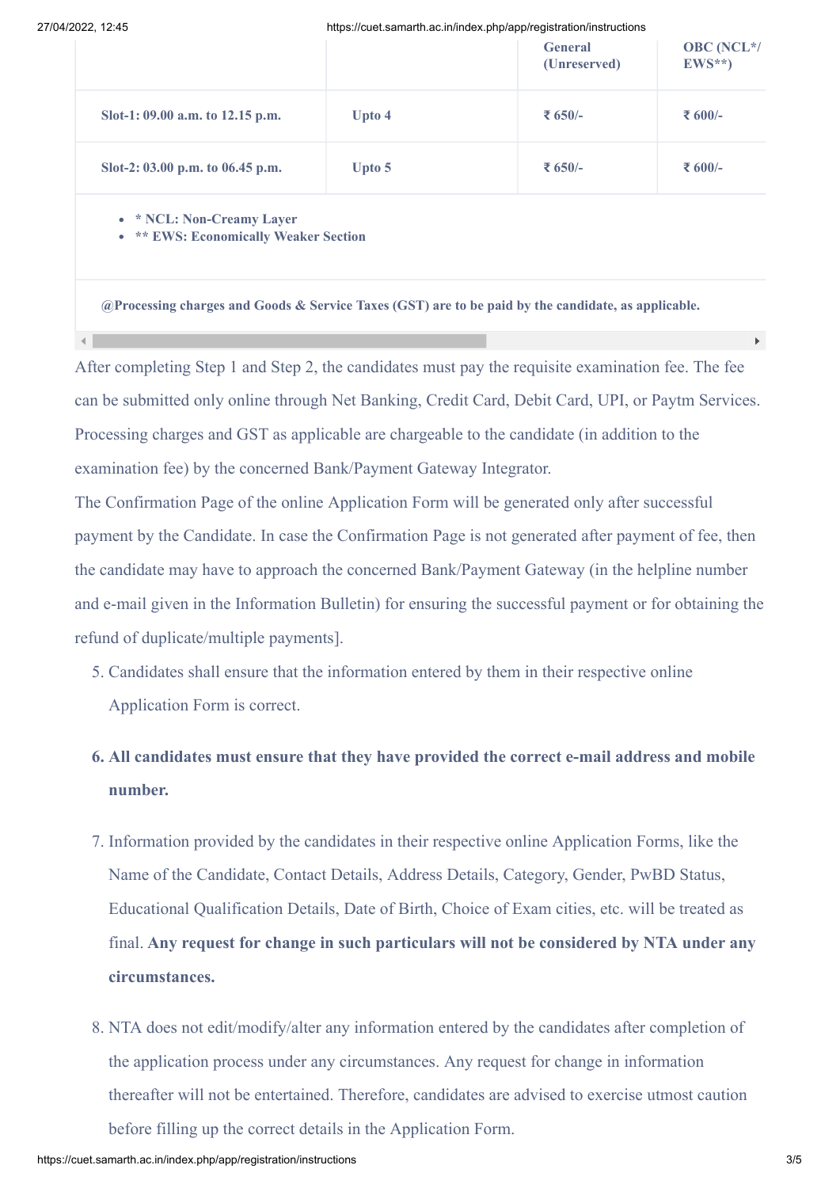| | | General (Unreserved) | OBC (NCL*/ EWS**) |
|---|---|---|---|
| Slot-1: 09.00 a.m. to 12.15 p.m. | Upto 4 | ₹ 650/- | ₹ 600/- |
| Slot-2: 03.00 p.m. to 06.45 p.m. | Upto 5 | ₹ 650/- | ₹ 600/- |

- **\* NCL: Non-Creamy Layer**
- **\*\* EWS: Economically Weaker Section**

**@Processing charges and Goods & Service Taxes (GST) are to be paid by the candidate, as applicable.**

After completing Step 1 and Step 2, the candidates must pay the requisite examination fee. The fee can be submitted only online through Net Banking, Credit Card, Debit Card, UPI, or Paytm Services. Processing charges and GST as applicable are chargeable to the candidate (in addition to the examination fee) by the concerned Bank/Payment Gateway Integrator.

The Confirmation Page of the online Application Form will be generated only after successful payment by the Candidate. In case the Confirmation Page is not generated after payment of fee, then the candidate may have to approach the concerned Bank/Payment Gateway (in the helpline number and e-mail given in the Information Bulletin) for ensuring the successful payment or for obtaining the refund of duplicate/multiple payments].

5. Candidates shall ensure that the information entered by them in their respective online Application Form is correct.

6. **All candidates must ensure that they have provided the correct e-mail address and mobile number.**

7. Information provided by the candidates in their respective online Application Forms, like the Name of the Candidate, Contact Details, Address Details, Category, Gender, PwBD Status, Educational Qualification Details, Date of Birth, Choice of Exam cities, etc. will be treated as final. **Any request for change in such particulars will not be considered by NTA under any circumstances.**

8. NTA does not edit/modify/alter any information entered by the candidates after completion of the application process under any circumstances. Any request for change in information thereafter will not be entertained. Therefore, candidates are advised to exercise utmost caution before filling up the correct details in the Application Form.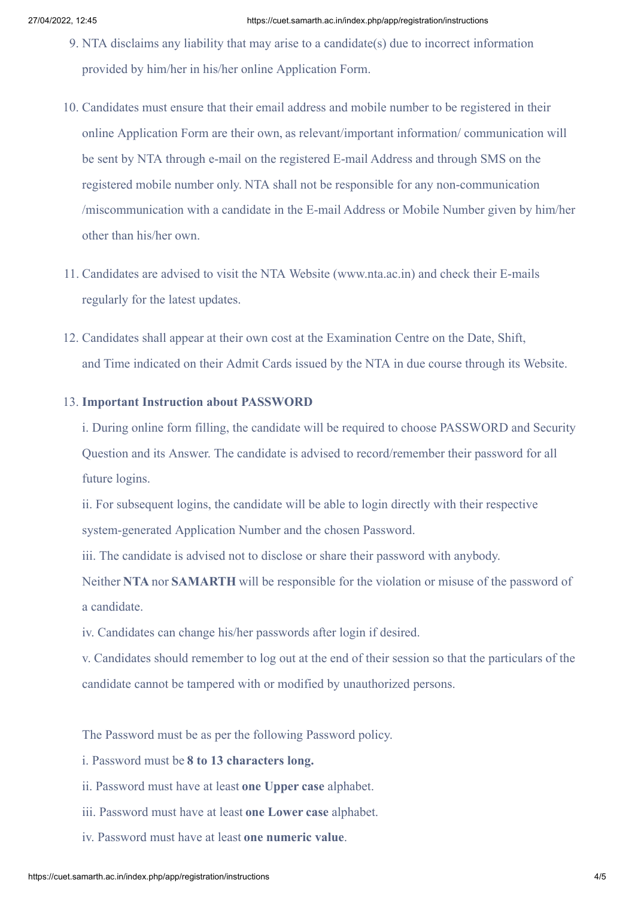9. NTA disclaims any liability that may arise to a candidate(s) due to incorrect information provided by him/her in his/her online Application Form.

10. Candidates must ensure that their email address and mobile number to be registered in their online Application Form are their own, as relevant/important information/ communication will be sent by NTA through e-mail on the registered E-mail Address and through SMS on the registered mobile number only. NTA shall not be responsible for any non-communication /miscommunication with a candidate in the E-mail Address or Mobile Number given by him/her other than his/her own.

11. Candidates are advised to visit the NTA Website (www.nta.ac.in) and check their E-mails regularly for the latest updates.

12. Candidates shall appear at their own cost at the Examination Centre on the Date, Shift, and Time indicated on their Admit Cards issued by the NTA in due course through its Website.

13. **Important Instruction about PASSWORD**

    i. During online form filling, the candidate will be required to choose PASSWORD and Security Question and its Answer. The candidate is advised to record/remember their password for all future logins.

    ii. For subsequent logins, the candidate will be able to login directly with their respective system-generated Application Number and the chosen Password.

    iii. The candidate is advised not to disclose or share their password with anybody. Neither **NTA** nor **SAMARTH** will be responsible for the violation or misuse of the password of a candidate.

    iv. Candidates can change his/her passwords after login if desired.

    v. Candidates should remember to log out at the end of their session so that the particulars of the candidate cannot be tampered with or modified by unauthorized persons.

    The Password must be as per the following Password policy.

    i. Password must be **8 to 13 characters long.**

    ii. Password must have at least **one Upper case** alphabet.

    iii. Password must have at least **one Lower case** alphabet.

    iv. Password must have at least **one numeric value**.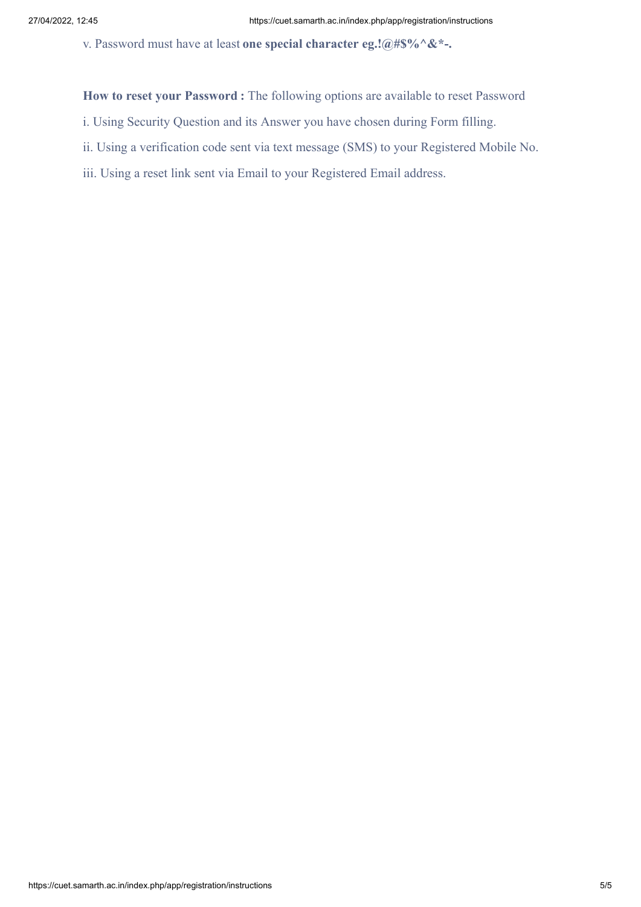v. Password must have at least **one special character eg.!@#$%^&*-.**

**How to reset your Password :** The following options are available to reset Password

i. Using Security Question and its Answer you have chosen during Form filling.

ii. Using a verification code sent via text message (SMS) to your Registered Mobile No.

iii. Using a reset link sent via Email to your Registered Email address.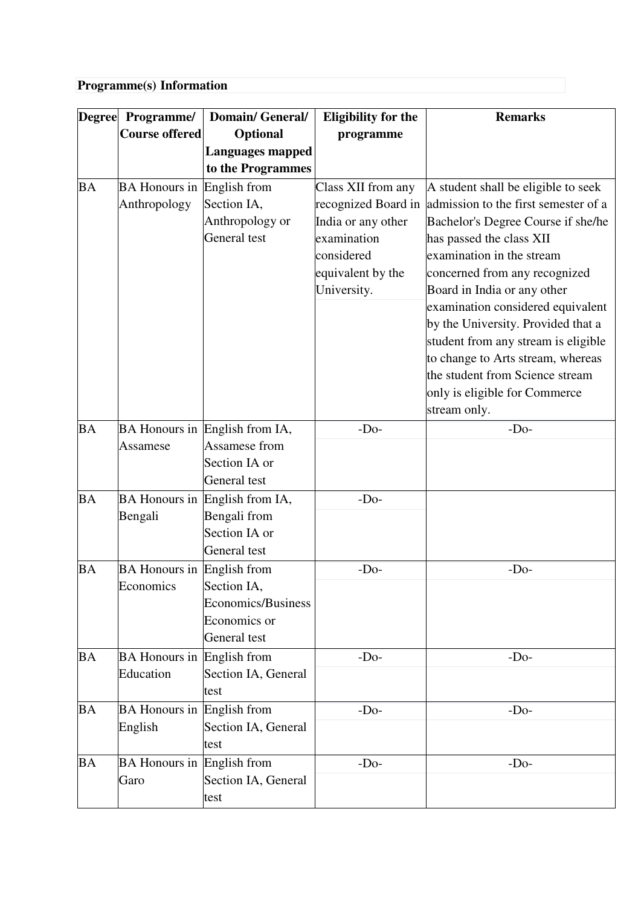**Programme(s) Information**

| Degree | Programme/ Course offered | Domain/ General/ Optional Languages mapped to the Programmes | Eligibility for the programme | Remarks |
|---|---|---|---|---|
| BA | BA Honours in Anthropology | English from Section IA, Anthropology or General test | Class XII from any recognized Board in India or any other examination considered equivalent by the University. | A student shall be eligible to seek admission to the first semester of a Bachelor's Degree Course if she/he has passed the class XII examination in the stream concerned from any recognized Board in India or any other examination considered equivalent by the University. Provided that a student from any stream is eligible to change to Arts stream, whereas the student from Science stream only is eligible for Commerce stream only. |
| BA | BA Honours in Assamese | English from IA, Assamese from Section IA or General test | -Do- | -Do- |
| BA | BA Honours in Bengali | English from IA, Bengali from Section IA or General test | -Do- | |
| BA | BA Honours in Economics | English from Section IA, Economics/Business Economics or General test | -Do- | -Do- |
| BA | BA Honours in Education | English from Section IA, General test | -Do- | -Do- |
| BA | BA Honours in English | English from Section IA, General test | -Do- | -Do- |
| BA | BA Honours in Garo | English from Section IA, General test | -Do- | -Do- |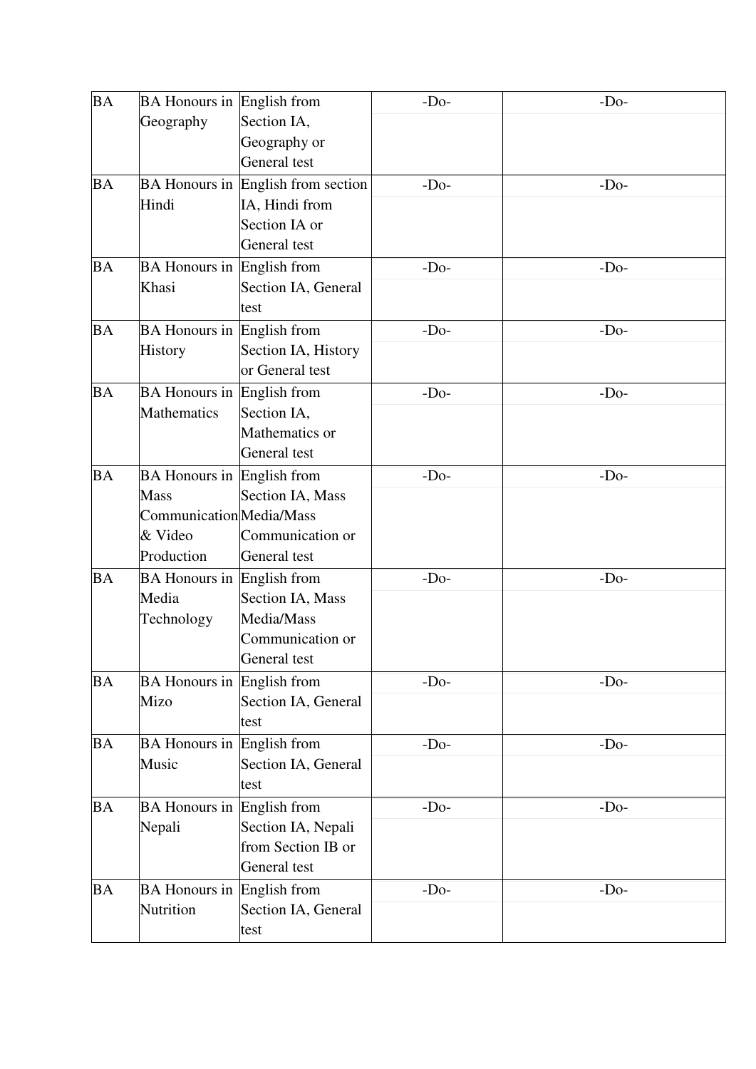| BA | BA Honours in Geography | English from Section IA, Geography or General test | -Do- | -Do- |
|---|---|---|---|---|
| BA | BA Honours in Hindi | English from section IA, Hindi from Section IA or General test | -Do- | -Do- |
| BA | BA Honours in Khasi | English from Section IA, General test | -Do- | -Do- |
| BA | BA Honours in History | English from Section IA, History or General test | -Do- | -Do- |
| BA | BA Honours in Mathematics | English from Section IA, Mathematics or General test | -Do- | -Do- |
| BA | BA Honours in Mass Communication & Video Production | English from Section IA, Mass Media/Mass Communication or General test | -Do- | -Do- |
| BA | BA Honours in Media Technology | English from Section IA, Mass Media/Mass Communication or General test | -Do- | -Do- |
| BA | BA Honours in Mizo | English from Section IA, General test | -Do- | -Do- |
| BA | BA Honours in Music | English from Section IA, General test | -Do- | -Do- |
| BA | BA Honours in Nepali | English from Section IA, Nepali from Section IB or General test | -Do- | -Do- |
| BA | BA Honours in Nutrition | English from Section IA, General test | -Do- | -Do- |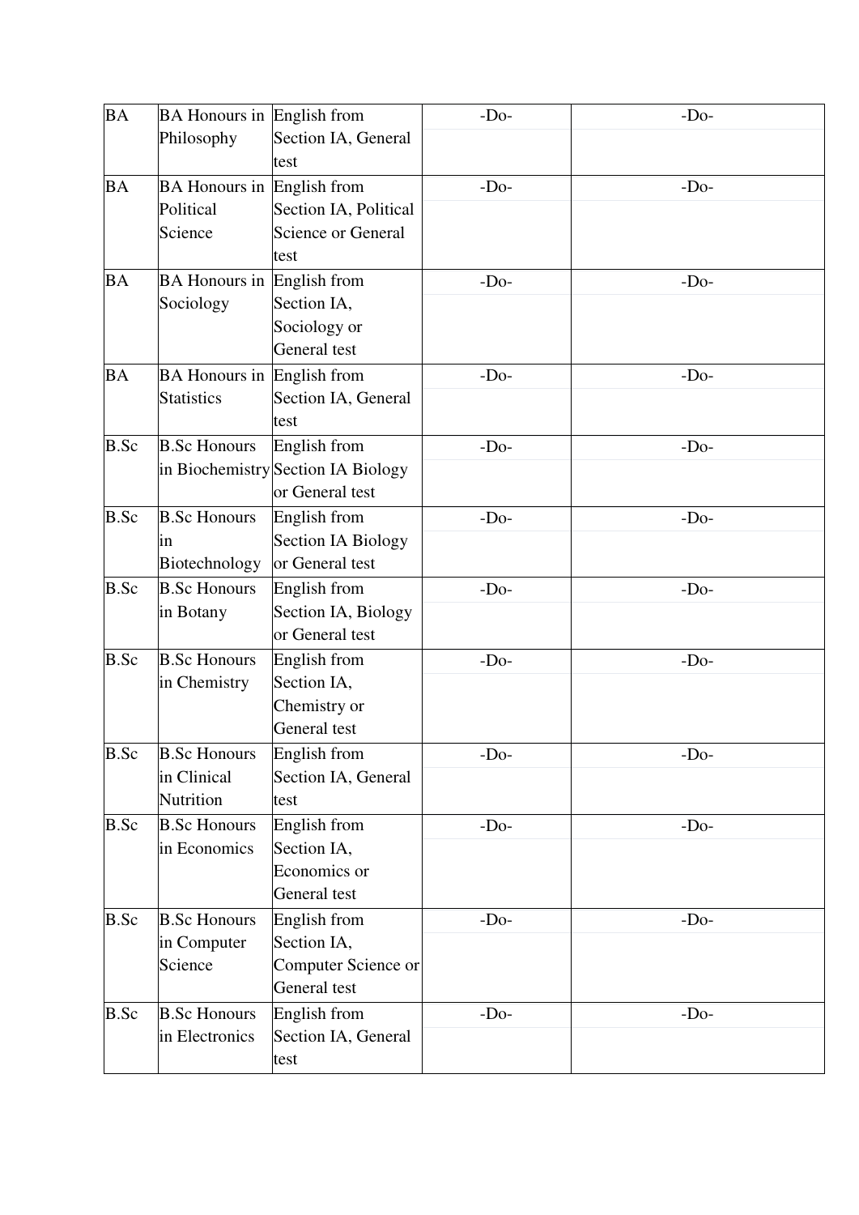| | | | | |
|---|---|---|---|---|
| BA | BA Honours in Philosophy | English from Section IA, General test | -Do- | -Do- |
| BA | BA Honours in Political Science | English from Section IA, Political Science or General test | -Do- | -Do- |
| BA | BA Honours in Sociology | English from Section IA, Sociology or General test | -Do- | -Do- |
| BA | BA Honours in Statistics | English from Section IA, General test | -Do- | -Do- |
| B.Sc | B.Sc Honours in Biochemistry | English from Section IA Biology or General test | -Do- | -Do- |
| B.Sc | B.Sc Honours in Biotechnology | English from Section IA Biology or General test | -Do- | -Do- |
| B.Sc | B.Sc Honours in Botany | English from Section IA, Biology or General test | -Do- | -Do- |
| B.Sc | B.Sc Honours in Chemistry | English from Section IA, Chemistry or General test | -Do- | -Do- |
| B.Sc | B.Sc Honours in Clinical Nutrition | English from Section IA, General test | -Do- | -Do- |
| B.Sc | B.Sc Honours in Economics | English from Section IA, Economics or General test | -Do- | -Do- |
| B.Sc | B.Sc Honours in Computer Science | English from Section IA, Computer Science or General test | -Do- | -Do- |
| B.Sc | B.Sc Honours in Electronics | English from Section IA, General test | -Do- | -Do- |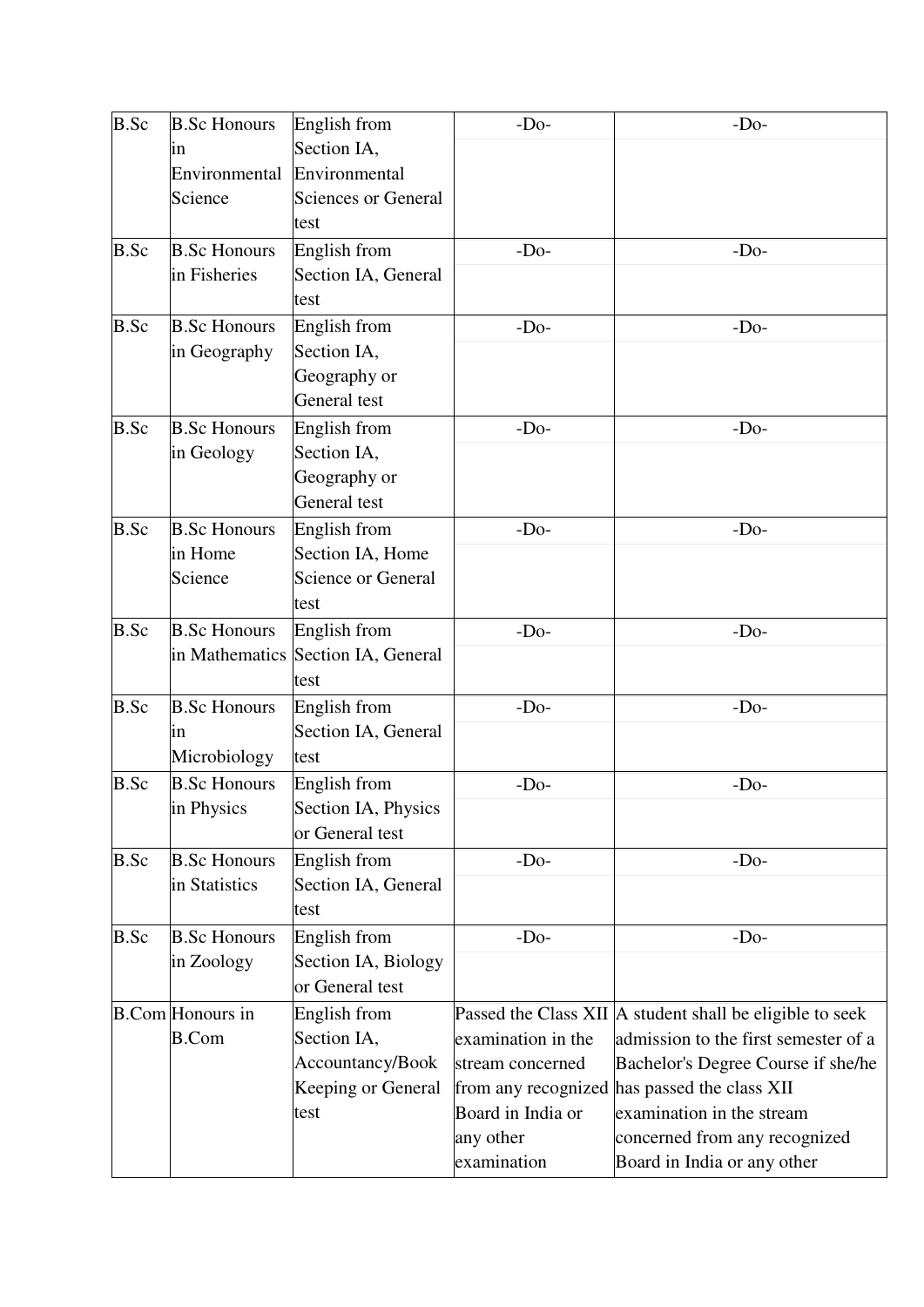| B.Sc | B.Sc Honours in Environmental Science | English from Section IA, Environmental Sciences or General test | -Do- | -Do- |
|---|---|---|---|---|
| B.Sc | B.Sc Honours in Fisheries | English from Section IA, General test | -Do- | -Do- |
| B.Sc | B.Sc Honours in Geography | English from Section IA, Geography or General test | -Do- | -Do- |
| B.Sc | B.Sc Honours in Geology | English from Section IA, Geography or General test | -Do- | -Do- |
| B.Sc | B.Sc Honours in Home Science | English from Section IA, Home Science or General test | -Do- | -Do- |
| B.Sc | B.Sc Honours in Mathematics | English from Section IA, General test | -Do- | -Do- |
| B.Sc | B.Sc Honours in Microbiology | English from Section IA, General test | -Do- | -Do- |
| B.Sc | B.Sc Honours in Physics | English from Section IA, Physics or General test | -Do- | -Do- |
| B.Sc | B.Sc Honours in Statistics | English from Section IA, General test | -Do- | -Do- |
| B.Sc | B.Sc Honours in Zoology | English from Section IA, Biology or General test | -Do- | -Do- |
| B.Com | Honours in B.Com | English from Section IA, Accountancy/Book Keeping or General test | Passed the Class XII examination in the stream concerned from any recognized Board in India or any other examination | A student shall be eligible to seek admission to the first semester of a Bachelor's Degree Course if she/he has passed the class XII examination in the stream concerned from any recognized Board in India or any other |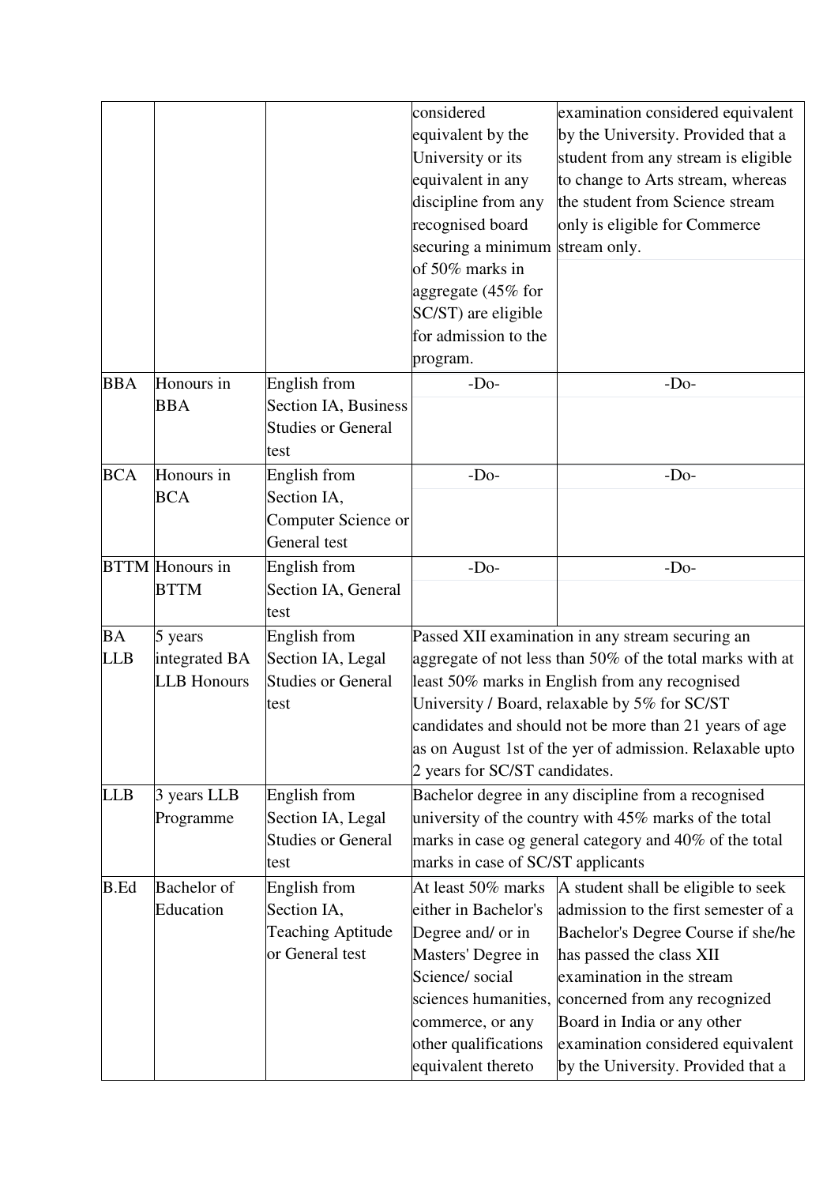| | | | | |
|---|---|---|---|---|
| | | | considered equivalent by the University or its equivalent in any discipline from any recognised board securing a minimum of 50% marks in aggregate (45% for SC/ST) are eligible for admission to the program. | examination considered equivalent by the University. Provided that a student from any stream is eligible to change to Arts stream, whereas the student from Science stream only is eligible for Commerce stream only. |
| BBA | Honours in BBA | English from Section IA, Business Studies or General test | -Do- | -Do- |
| BCA | Honours in BCA | English from Section IA, Computer Science or General test | -Do- | -Do- |
| BTTM | Honours in BTTM | English from Section IA, General test | -Do- | -Do- |
| BA LLB | 5 years integrated BA LLB Honours | English from Section IA, Legal Studies or General test | Passed XII examination in any stream securing an aggregate of not less than 50% of the total marks with at least 50% marks in English from any recognised University / Board, relaxable by 5% for SC/ST candidates and should not be more than 21 years of age as on August 1st of the yer of admission. Relaxable upto 2 years for SC/ST candidates. | |
| LLB | 3 years LLB Programme | English from Section IA, Legal Studies or General test | Bachelor degree in any discipline from a recognised university of the country with 45% marks of the total marks in case og general category and 40% of the total marks in case of SC/ST applicants | |
| B.Ed | Bachelor of Education | English from Section IA, Teaching Aptitude or General test | At least 50% marks either in Bachelor's Degree and/ or in Masters' Degree in Science/ social sciences humanities, commerce, or any other qualifications equivalent thereto | A student shall be eligible to seek admission to the first semester of a Bachelor's Degree Course if she/he has passed the class XII examination in the stream concerned from any recognized Board in India or any other examination considered equivalent by the University. Provided that a |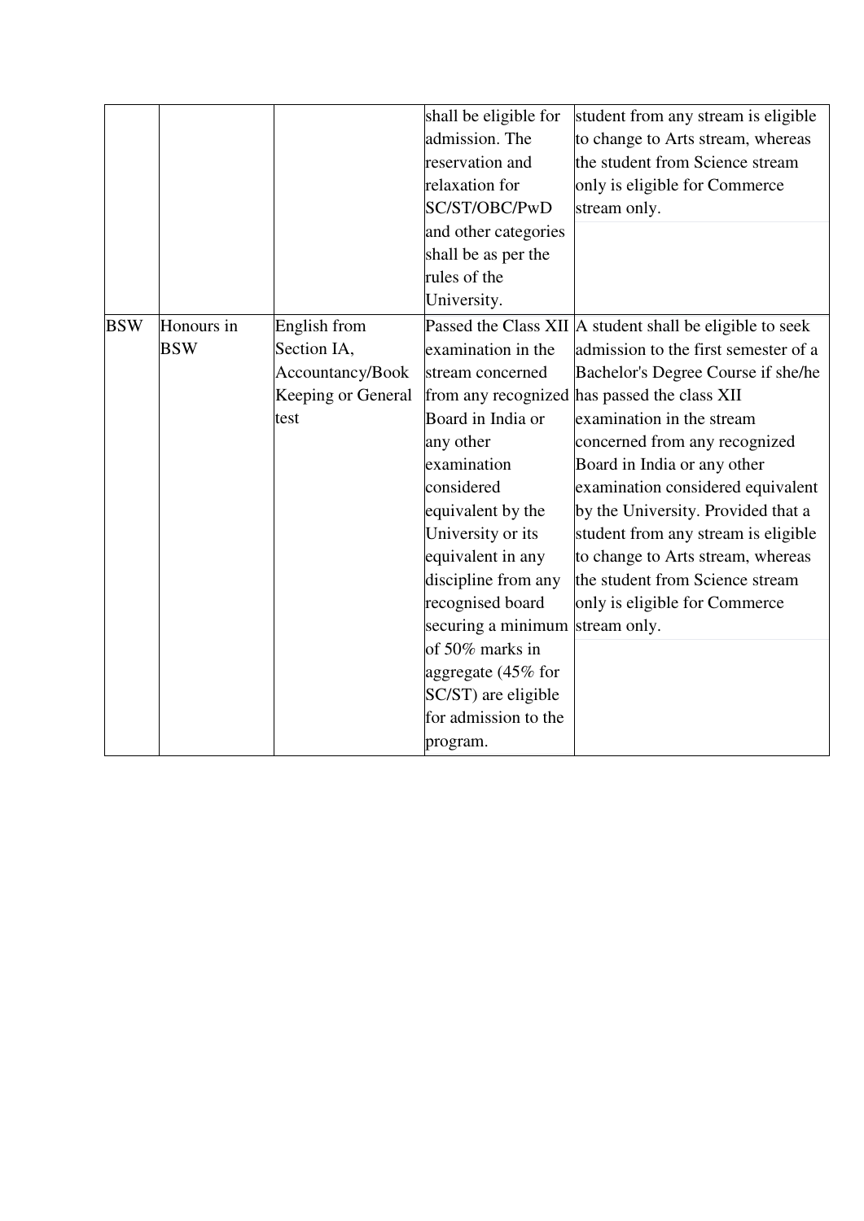| | | | | |
|---|---|---|---|---|
| | | | shall be eligible for admission. The reservation and relaxation for SC/ST/OBC/PwD and other categories shall be as per the rules of the University. | student from any stream is eligible to change to Arts stream, whereas the student from Science stream only is eligible for Commerce stream only. |
| BSW | Honours in BSW | English from Section IA, Accountancy/Book Keeping or General test | Passed the Class XII examination in the stream concerned from any recognized Board in India or any other examination considered equivalent by the University or its equivalent in any discipline from any recognised board securing a minimum of 50% marks in aggregate (45% for SC/ST) are eligible for admission to the program. | A student shall be eligible to seek admission to the first semester of a Bachelor's Degree Course if she/he has passed the class XII examination in the stream concerned from any recognized Board in India or any other examination considered equivalent by the University. Provided that a student from any stream is eligible to change to Arts stream, whereas the student from Science stream only is eligible for Commerce stream only. |